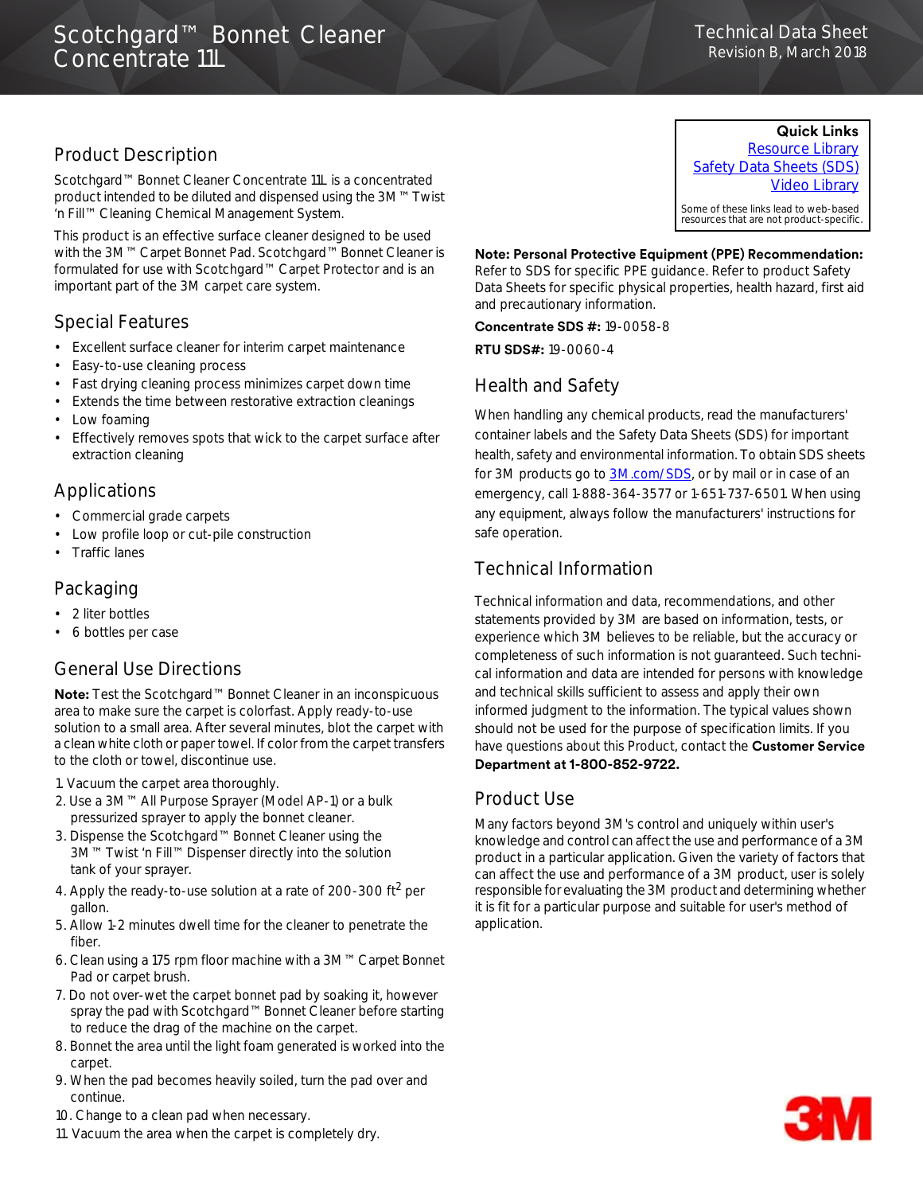# Scotchgard™ Bonnet Cleaner Concentrate 11L

Technical Data Sheet
Revision B, March 2018

## Product Description

Scotchgard™ Bonnet Cleaner Concentrate 11L is a concentrated product intended to be diluted and dispensed using the 3M™ Twist 'n Fill™ Cleaning Chemical Management System.

This product is an effective surface cleaner designed to be used with the 3M™ Carpet Bonnet Pad. Scotchgard™ Bonnet Cleaner is formulated for use with Scotchgard™ Carpet Protector and is an important part of the 3M carpet care system.

## Special Features

- Excellent surface cleaner for interim carpet maintenance
- Easy-to-use cleaning process
- Fast drying cleaning process minimizes carpet down time
- Extends the time between restorative extraction cleanings
- Low foaming
- Effectively removes spots that wick to the carpet surface after extraction cleaning

## Applications

- Commercial grade carpets
- Low profile loop or cut-pile construction
- Traffic lanes

## Packaging

- 2 liter bottles
- 6 bottles per case

## General Use Directions

**Note:** Test the Scotchgard™ Bonnet Cleaner in an inconspicuous area to make sure the carpet is colorfast. Apply ready-to-use solution to a small area. After several minutes, blot the carpet with a clean white cloth or paper towel. If color from the carpet transfers to the cloth or towel, discontinue use.

1. Vacuum the carpet area thoroughly.
2. Use a 3M™ All Purpose Sprayer (Model AP-1) or a bulk pressurized sprayer to apply the bonnet cleaner.
3. Dispense the Scotchgard™ Bonnet Cleaner using the 3M™ Twist 'n Fill™ Dispenser directly into the solution tank of your sprayer.
4. Apply the ready-to-use solution at a rate of 200-300 $ft^2$ per gallon.
5. Allow 1-2 minutes dwell time for the cleaner to penetrate the fiber.
6. Clean using a 175 rpm floor machine with a 3M™ Carpet Bonnet Pad or carpet brush.
7. Do not over-wet the carpet bonnet pad by soaking it, however spray the pad with Scotchgard™ Bonnet Cleaner before starting to reduce the drag of the machine on the carpet.
8. Bonnet the area until the light foam generated is worked into the carpet.
9. When the pad becomes heavily soiled, turn the pad over and continue.
10. Change to a clean pad when necessary.
11. Vacuum the area when the carpet is completely dry.

**Quick Links**
Resource Library
Safety Data Sheets (SDS)
Video Library

Some of these links lead to web-based resources that are not product-specific.

**Note: Personal Protective Equipment (PPE) Recommendation:** Refer to SDS for specific PPE guidance. Refer to product Safety Data Sheets for specific physical properties, health hazard, first aid and precautionary information.

**Concentrate SDS #:** 19-0058-8

**RTU SDS#:** 19-0060-4

## Health and Safety

When handling any chemical products, read the manufacturers' container labels and the Safety Data Sheets (SDS) for important health, safety and environmental information. To obtain SDS sheets for 3M products go to 3M.com/SDS, or by mail or in case of an emergency, call 1-888-364-3577 or 1-651-737-6501. When using any equipment, always follow the manufacturers' instructions for safe operation.

## Technical Information

Technical information and data, recommendations, and other statements provided by 3M are based on information, tests, or experience which 3M believes to be reliable, but the accuracy or completeness of such information is not guaranteed. Such technical information and data are intended for persons with knowledge and technical skills sufficient to assess and apply their own informed judgment to the information. The typical values shown should not be used for the purpose of specification limits. If you have questions about this Product, contact the **Customer Service Department at 1-800-852-9722.**

## Product Use

Many factors beyond 3M's control and uniquely within user's knowledge and control can affect the use and performance of a 3M product in a particular application. Given the variety of factors that can affect the use and performance of a 3M product, user is solely responsible for evaluating the 3M product and determining whether it is fit for a particular purpose and suitable for user's method of application.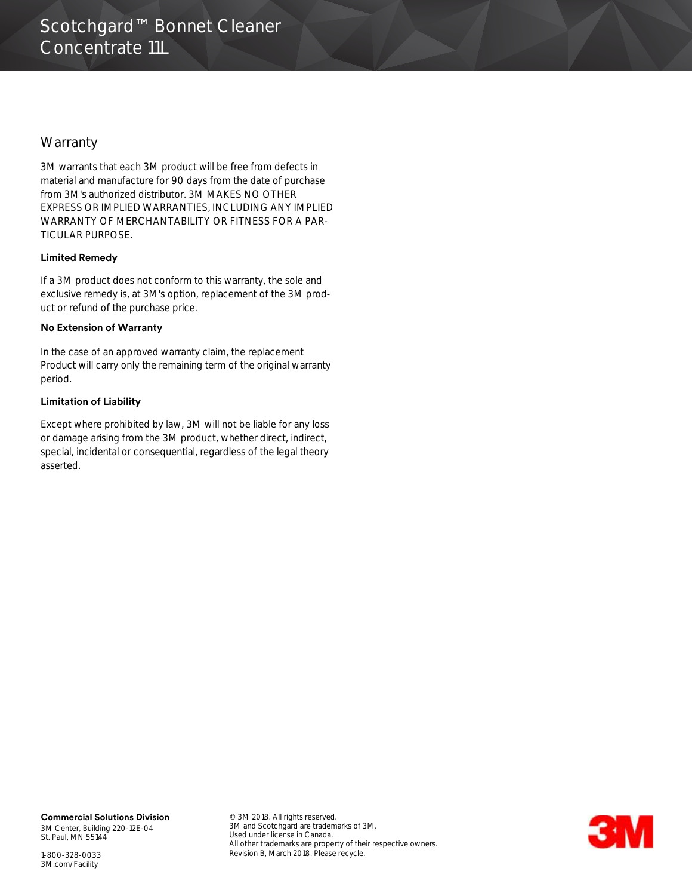# Scotchgard™ Bonnet Cleaner Concentrate 11L

## Warranty

3M warrants that each 3M product will be free from defects in material and manufacture for 90 days from the date of purchase from 3M's authorized distributor. 3M MAKES NO OTHER EXPRESS OR IMPLIED WARRANTIES, INCLUDING ANY IMPLIED WARRANTY OF MERCHANTABILITY OR FITNESS FOR A PARTICULAR PURPOSE.

### Limited Remedy

If a 3M product does not conform to this warranty, the sole and exclusive remedy is, at 3M's option, replacement of the 3M product or refund of the purchase price.

### No Extension of Warranty

In the case of an approved warranty claim, the replacement Product will carry only the remaining term of the original warranty period.

### Limitation of Liability

Except where prohibited by law, 3M will not be liable for any loss or damage arising from the 3M product, whether direct, indirect, special, incidental or consequential, regardless of the legal theory asserted.

**Commercial Solutions Division**
3M Center, Building 220-12E-04
St. Paul, MN 55144

1-800-328-0033
3M.com/Facility

© 3M 2018. All rights reserved.
3M and Scotchgard are trademarks of 3M.
Used under license in Canada.
All other trademarks are property of their respective owners.
Revision B, March 2018. Please recycle.